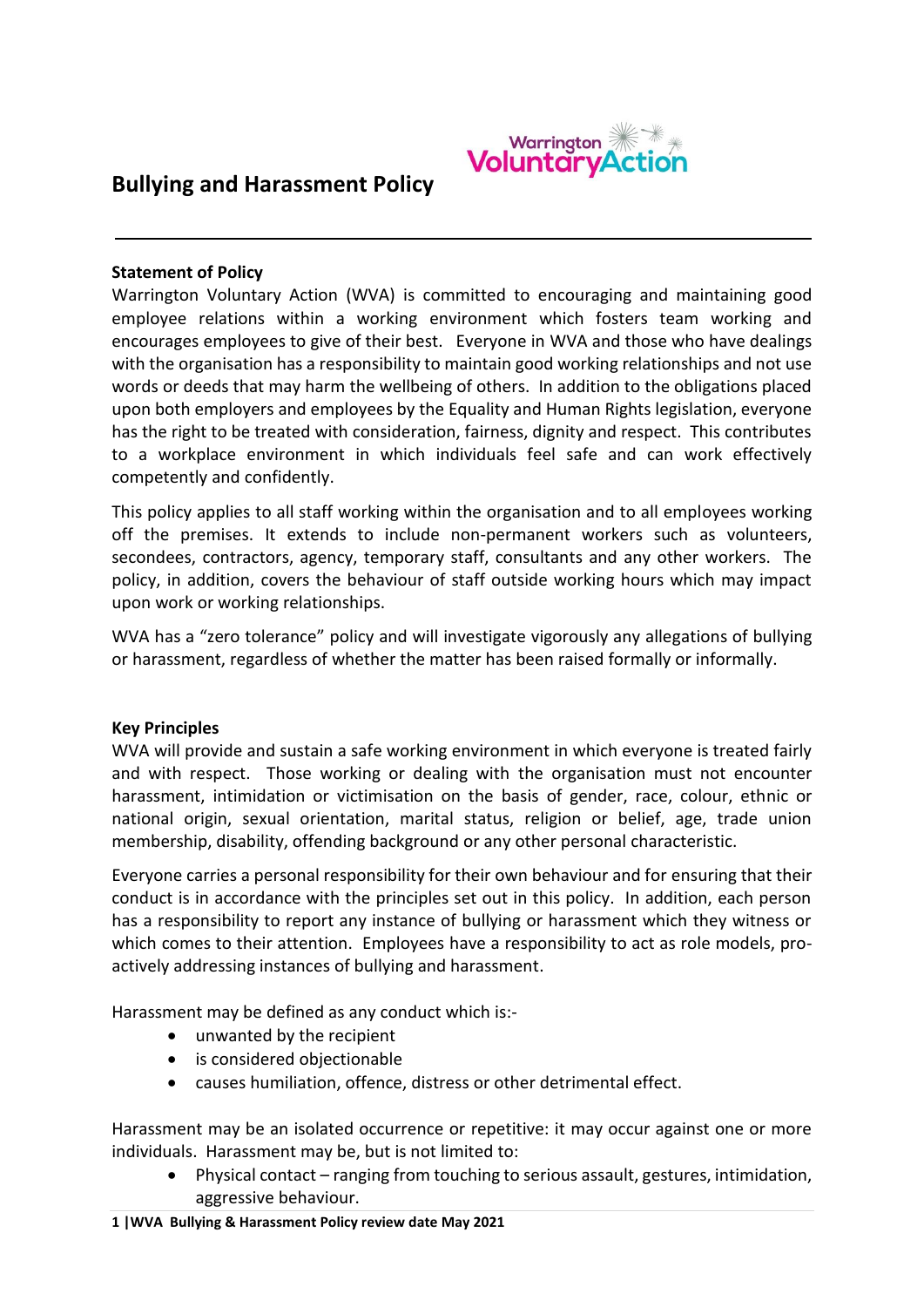# Bullying and Harassment Policy

**Statement of Policy**

Warrington Voluntary Action (WVA) is committed to encouraging and maintaining good employee relations within a working environment which fosters team working and encourages employees to give of their best. Everyone in WVA and those who have dealings with the organisation has a responsibility to maintain good working relationships and not use words or deeds that may harm the wellbeing of others. In addition to the obligations placed upon both employers and employees by the Equality and Human Rights legislation, everyone has the right to be treated with consideration, fairness, dignity and respect. This contributes to a workplace environment in which individuals feel safe and can work effectively competently and confidently.

This policy applies to all staff working within the organisation and to all employees working off the premises. It extends to include non-permanent workers such as volunteers, secondees, contractors, agency, temporary staff, consultants and any other workers. The policy, in addition, covers the behaviour of staff outside working hours which may impact upon work or working relationships.

WVA has a "zero tolerance" policy and will investigate vigorously any allegations of bullying or harassment, regardless of whether the matter has been raised formally or informally.

**Key Principles**

WVA will provide and sustain a safe working environment in which everyone is treated fairly and with respect. Those working or dealing with the organisation must not encounter harassment, intimidation or victimisation on the basis of gender, race, colour, ethnic or national origin, sexual orientation, marital status, religion or belief, age, trade union membership, disability, offending background or any other personal characteristic.

Everyone carries a personal responsibility for their own behaviour and for ensuring that their conduct is in accordance with the principles set out in this policy. In addition, each person has a responsibility to report any instance of bullying or harassment which they witness or which comes to their attention. Employees have a responsibility to act as role models, pro-actively addressing instances of bullying and harassment.

Harassment may be defined as any conduct which is:-

- unwanted by the recipient
- is considered objectionable
- causes humiliation, offence, distress or other detrimental effect.

Harassment may be an isolated occurrence or repetitive: it may occur against one or more individuals. Harassment may be, but is not limited to:

- Physical contact – ranging from touching to serious assault, gestures, intimidation, aggressive behaviour.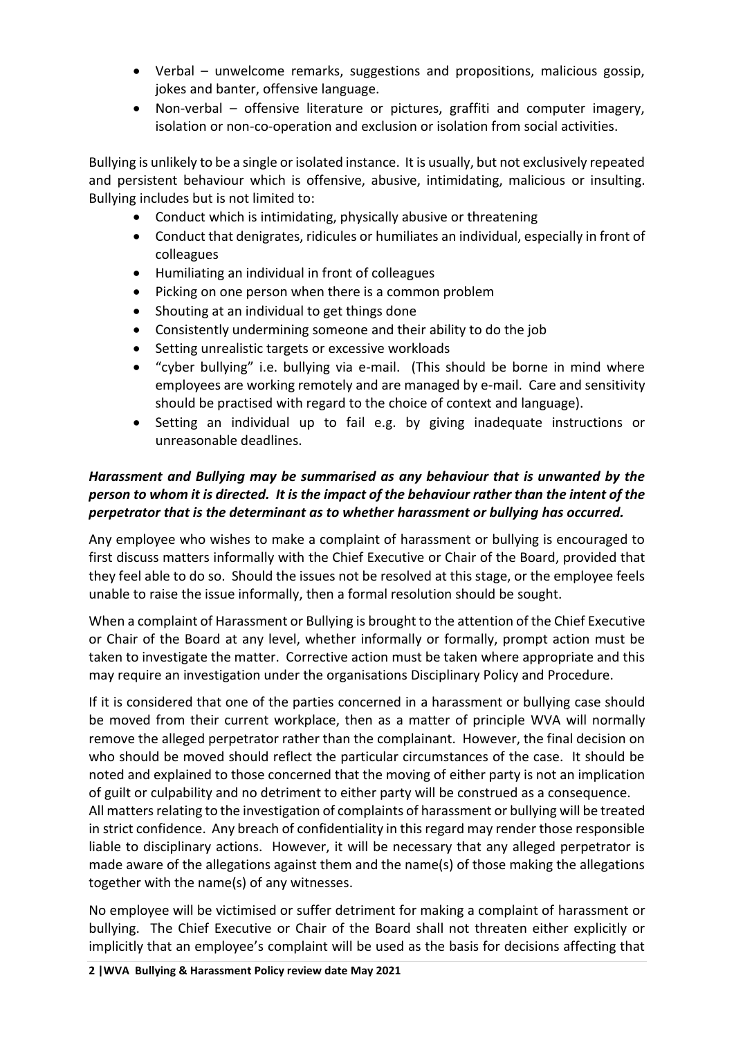- Verbal – unwelcome remarks, suggestions and propositions, malicious gossip, jokes and banter, offensive language.
- Non-verbal – offensive literature or pictures, graffiti and computer imagery, isolation or non-co-operation and exclusion or isolation from social activities.

Bullying is unlikely to be a single or isolated instance. It is usually, but not exclusively repeated and persistent behaviour which is offensive, abusive, intimidating, malicious or insulting. Bullying includes but is not limited to:

- Conduct which is intimidating, physically abusive or threatening
- Conduct that denigrates, ridicules or humiliates an individual, especially in front of colleagues
- Humiliating an individual in front of colleagues
- Picking on one person when there is a common problem
- Shouting at an individual to get things done
- Consistently undermining someone and their ability to do the job
- Setting unrealistic targets or excessive workloads
- "cyber bullying" i.e. bullying via e-mail. (This should be borne in mind where employees are working remotely and are managed by e-mail. Care and sensitivity should be practised with regard to the choice of context and language).
- Setting an individual up to fail e.g. by giving inadequate instructions or unreasonable deadlines.

***Harassment and Bullying may be summarised as any behaviour that is unwanted by the person to whom it is directed. It is the impact of the behaviour rather than the intent of the perpetrator that is the determinant as to whether harassment or bullying has occurred.***

Any employee who wishes to make a complaint of harassment or bullying is encouraged to first discuss matters informally with the Chief Executive or Chair of the Board, provided that they feel able to do so. Should the issues not be resolved at this stage, or the employee feels unable to raise the issue informally, then a formal resolution should be sought.

When a complaint of Harassment or Bullying is brought to the attention of the Chief Executive or Chair of the Board at any level, whether informally or formally, prompt action must be taken to investigate the matter. Corrective action must be taken where appropriate and this may require an investigation under the organisations Disciplinary Policy and Procedure.

If it is considered that one of the parties concerned in a harassment or bullying case should be moved from their current workplace, then as a matter of principle WVA will normally remove the alleged perpetrator rather than the complainant. However, the final decision on who should be moved should reflect the particular circumstances of the case. It should be noted and explained to those concerned that the moving of either party is not an implication of guilt or culpability and no detriment to either party will be construed as a consequence.

All matters relating to the investigation of complaints of harassment or bullying will be treated in strict confidence. Any breach of confidentiality in this regard may render those responsible liable to disciplinary actions. However, it will be necessary that any alleged perpetrator is made aware of the allegations against them and the name(s) of those making the allegations together with the name(s) of any witnesses.

No employee will be victimised or suffer detriment for making a complaint of harassment or bullying. The Chief Executive or Chair of the Board shall not threaten either explicitly or implicitly that an employee's complaint will be used as the basis for decisions affecting that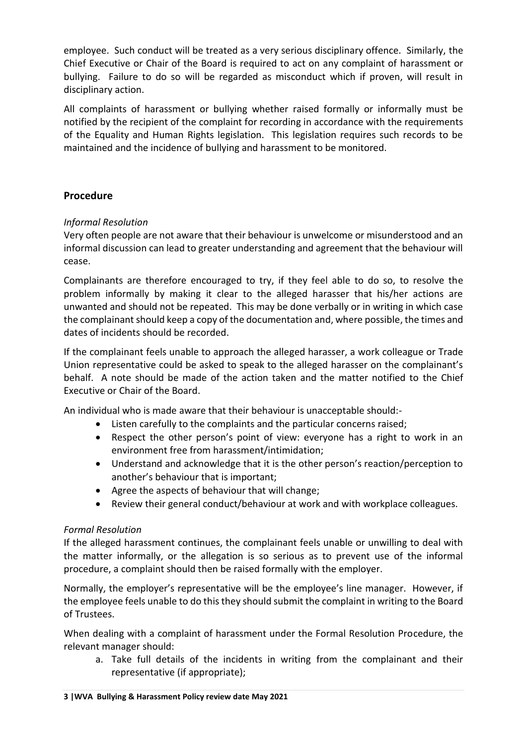employee. Such conduct will be treated as a very serious disciplinary offence. Similarly, the Chief Executive or Chair of the Board is required to act on any complaint of harassment or bullying. Failure to do so will be regarded as misconduct which if proven, will result in disciplinary action.

All complaints of harassment or bullying whether raised formally or informally must be notified by the recipient of the complaint for recording in accordance with the requirements of the Equality and Human Rights legislation. This legislation requires such records to be maintained and the incidence of bullying and harassment to be monitored.

## Procedure

*Informal Resolution*

Very often people are not aware that their behaviour is unwelcome or misunderstood and an informal discussion can lead to greater understanding and agreement that the behaviour will cease.

Complainants are therefore encouraged to try, if they feel able to do so, to resolve the problem informally by making it clear to the alleged harasser that his/her actions are unwanted and should not be repeated. This may be done verbally or in writing in which case the complainant should keep a copy of the documentation and, where possible, the times and dates of incidents should be recorded.

If the complainant feels unable to approach the alleged harasser, a work colleague or Trade Union representative could be asked to speak to the alleged harasser on the complainant's behalf. A note should be made of the action taken and the matter notified to the Chief Executive or Chair of the Board.

An individual who is made aware that their behaviour is unacceptable should:-

- Listen carefully to the complaints and the particular concerns raised;
- Respect the other person's point of view: everyone has a right to work in an environment free from harassment/intimidation;
- Understand and acknowledge that it is the other person's reaction/perception to another's behaviour that is important;
- Agree the aspects of behaviour that will change;
- Review their general conduct/behaviour at work and with workplace colleagues.

*Formal Resolution*

If the alleged harassment continues, the complainant feels unable or unwilling to deal with the matter informally, or the allegation is so serious as to prevent use of the informal procedure, a complaint should then be raised formally with the employer.

Normally, the employer's representative will be the employee's line manager. However, if the employee feels unable to do this they should submit the complaint in writing to the Board of Trustees.

When dealing with a complaint of harassment under the Formal Resolution Procedure, the relevant manager should:

a. Take full details of the incidents in writing from the complainant and their representative (if appropriate);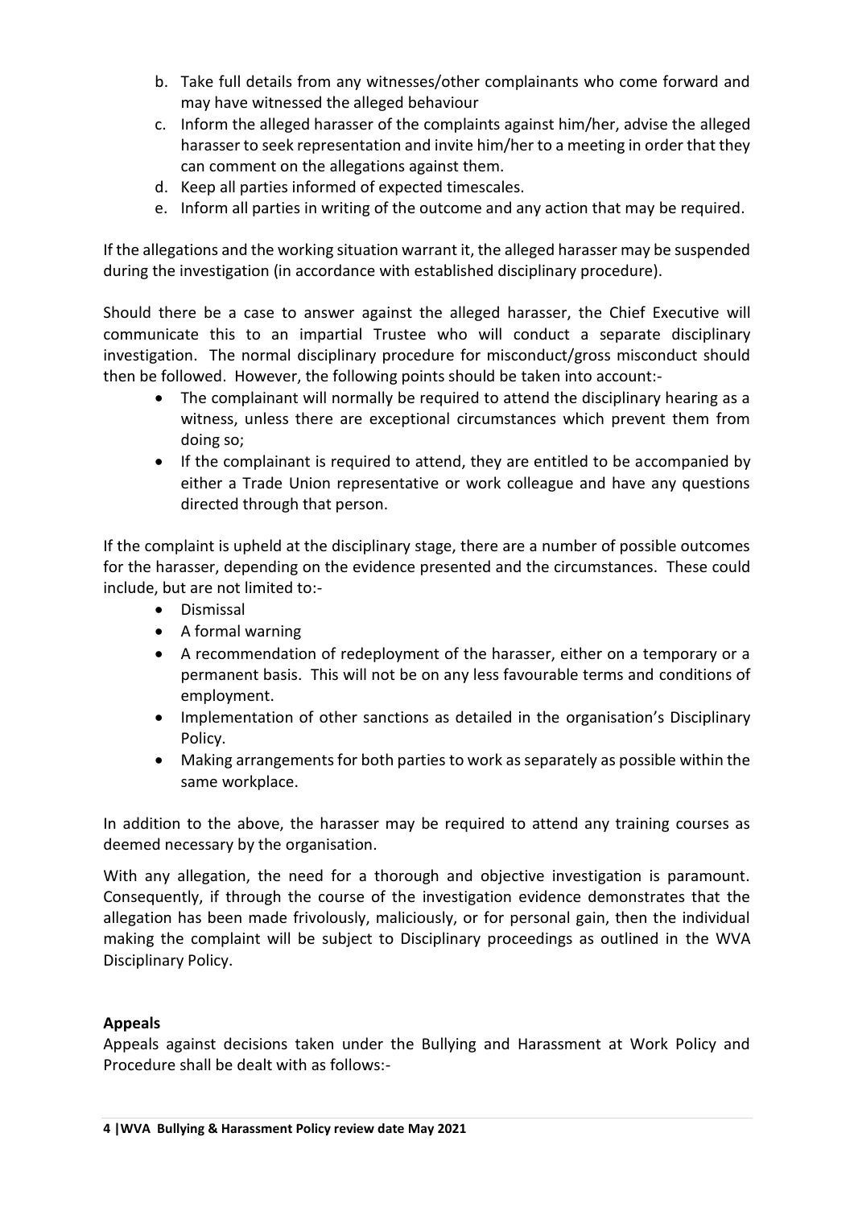b. Take full details from any witnesses/other complainants who come forward and may have witnessed the alleged behaviour
c. Inform the alleged harasser of the complaints against him/her, advise the alleged harasser to seek representation and invite him/her to a meeting in order that they can comment on the allegations against them.
d. Keep all parties informed of expected timescales.
e. Inform all parties in writing of the outcome and any action that may be required.

If the allegations and the working situation warrant it, the alleged harasser may be suspended during the investigation (in accordance with established disciplinary procedure).

Should there be a case to answer against the alleged harasser, the Chief Executive will communicate this to an impartial Trustee who will conduct a separate disciplinary investigation. The normal disciplinary procedure for misconduct/gross misconduct should then be followed. However, the following points should be taken into account:-

- The complainant will normally be required to attend the disciplinary hearing as a witness, unless there are exceptional circumstances which prevent them from doing so;
- If the complainant is required to attend, they are entitled to be accompanied by either a Trade Union representative or work colleague and have any questions directed through that person.

If the complaint is upheld at the disciplinary stage, there are a number of possible outcomes for the harasser, depending on the evidence presented and the circumstances. These could include, but are not limited to:-

- Dismissal
- A formal warning
- A recommendation of redeployment of the harasser, either on a temporary or a permanent basis. This will not be on any less favourable terms and conditions of employment.
- Implementation of other sanctions as detailed in the organisation's Disciplinary Policy.
- Making arrangements for both parties to work as separately as possible within the same workplace.

In addition to the above, the harasser may be required to attend any training courses as deemed necessary by the organisation.

With any allegation, the need for a thorough and objective investigation is paramount. Consequently, if through the course of the investigation evidence demonstrates that the allegation has been made frivolously, maliciously, or for personal gain, then the individual making the complaint will be subject to Disciplinary proceedings as outlined in the WVA Disciplinary Policy.

**Appeals**

Appeals against decisions taken under the Bullying and Harassment at Work Policy and Procedure shall be dealt with as follows:-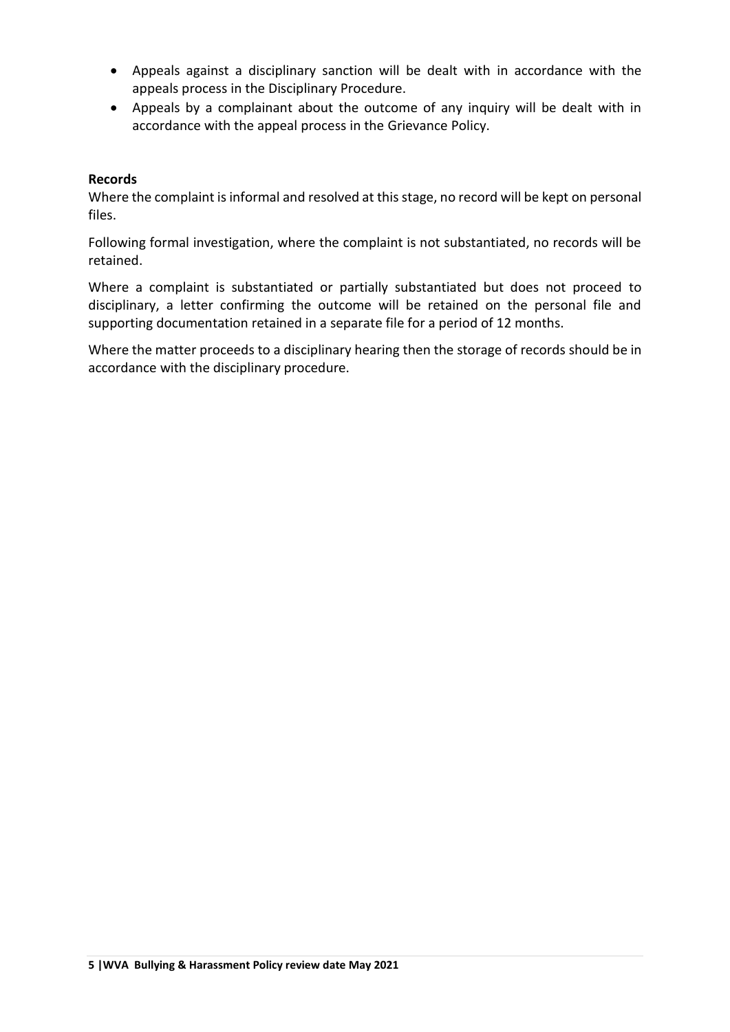- Appeals against a disciplinary sanction will be dealt with in accordance with the appeals process in the Disciplinary Procedure.
- Appeals by a complainant about the outcome of any inquiry will be dealt with in accordance with the appeal process in the Grievance Policy.

**Records**

Where the complaint is informal and resolved at this stage, no record will be kept on personal files.

Following formal investigation, where the complaint is not substantiated, no records will be retained.

Where a complaint is substantiated or partially substantiated but does not proceed to disciplinary, a letter confirming the outcome will be retained on the personal file and supporting documentation retained in a separate file for a period of 12 months.

Where the matter proceeds to a disciplinary hearing then the storage of records should be in accordance with the disciplinary procedure.